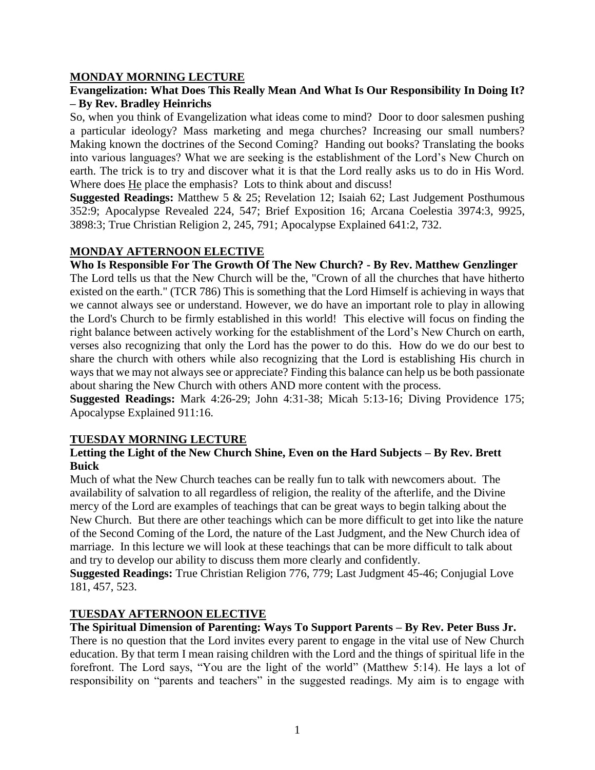## MONDAY MORNING LECTURE

**Evangelization: What Does This Really Mean And What Is Our Responsibility In Doing It? – By Rev. Bradley Heinrichs**

So, when you think of Evangelization what ideas come to mind? Door to door salesmen pushing a particular ideology? Mass marketing and mega churches? Increasing our small numbers? Making known the doctrines of the Second Coming? Handing out books? Translating the books into various languages? What we are seeking is the establishment of the Lord's New Church on earth. The trick is to try and discover what it is that the Lord really asks us to do in His Word. Where does He place the emphasis? Lots to think about and discuss!

**Suggested Readings:** Matthew 5 & 25; Revelation 12; Isaiah 62; Last Judgement Posthumous 352:9; Apocalypse Revealed 224, 547; Brief Exposition 16; Arcana Coelestia 3974:3, 9925, 3898:3; True Christian Religion 2, 245, 791; Apocalypse Explained 641:2, 732.

## MONDAY AFTERNOON ELECTIVE

**Who Is Responsible For The Growth Of The New Church? - By Rev. Matthew Genzlinger**

The Lord tells us that the New Church will be the, "Crown of all the churches that have hitherto existed on the earth." (TCR 786) This is something that the Lord Himself is achieving in ways that we cannot always see or understand. However, we do have an important role to play in allowing the Lord's Church to be firmly established in this world! This elective will focus on finding the right balance between actively working for the establishment of the Lord's New Church on earth, verses also recognizing that only the Lord has the power to do this. How do we do our best to share the church with others while also recognizing that the Lord is establishing His church in ways that we may not always see or appreciate? Finding this balance can help us be both passionate about sharing the New Church with others AND more content with the process.

**Suggested Readings:** Mark 4:26-29; John 4:31-38; Micah 5:13-16; Diving Providence 175; Apocalypse Explained 911:16.

## TUESDAY MORNING LECTURE

**Letting the Light of the New Church Shine, Even on the Hard Subjects – By Rev. Brett Buick**

Much of what the New Church teaches can be really fun to talk with newcomers about. The availability of salvation to all regardless of religion, the reality of the afterlife, and the Divine mercy of the Lord are examples of teachings that can be great ways to begin talking about the New Church. But there are other teachings which can be more difficult to get into like the nature of the Second Coming of the Lord, the nature of the Last Judgment, and the New Church idea of marriage. In this lecture we will look at these teachings that can be more difficult to talk about and try to develop our ability to discuss them more clearly and confidently.

**Suggested Readings:** True Christian Religion 776, 779; Last Judgment 45-46; Conjugial Love 181, 457, 523.

## TUESDAY AFTERNOON ELECTIVE

**The Spiritual Dimension of Parenting: Ways To Support Parents – By Rev. Peter Buss Jr.**

There is no question that the Lord invites every parent to engage in the vital use of New Church education. By that term I mean raising children with the Lord and the things of spiritual life in the forefront. The Lord says, "You are the light of the world" (Matthew 5:14). He lays a lot of responsibility on "parents and teachers" in the suggested readings. My aim is to engage with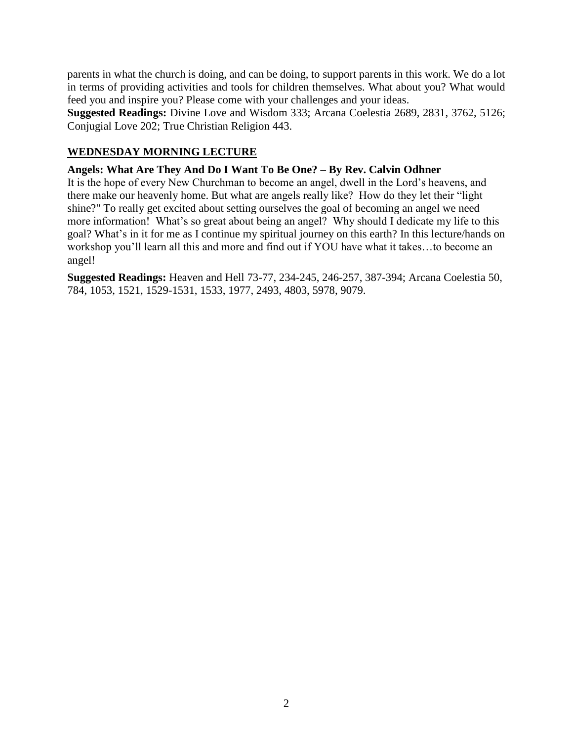parents in what the church is doing, and can be doing, to support parents in this work. We do a lot in terms of providing activities and tools for children themselves. What about you? What would feed you and inspire you? Please come with your challenges and your ideas.

**Suggested Readings:** Divine Love and Wisdom 333; Arcana Coelestia 2689, 2831, 3762, 5126; Conjugial Love 202; True Christian Religion 443.

## WEDNESDAY MORNING LECTURE

### Angels: What Are They And Do I Want To Be One? – By Rev. Calvin Odhner

It is the hope of every New Churchman to become an angel, dwell in the Lord's heavens, and there make our heavenly home. But what are angels really like? How do they let their "light shine?" To really get excited about setting ourselves the goal of becoming an angel we need more information! What's so great about being an angel? Why should I dedicate my life to this goal? What's in it for me as I continue my spiritual journey on this earth? In this lecture/hands on workshop you'll learn all this and more and find out if YOU have what it takes…to become an angel!

**Suggested Readings:** Heaven and Hell 73-77, 234-245, 246-257, 387-394; Arcana Coelestia 50, 784, 1053, 1521, 1529-1531, 1533, 1977, 2493, 4803, 5978, 9079.